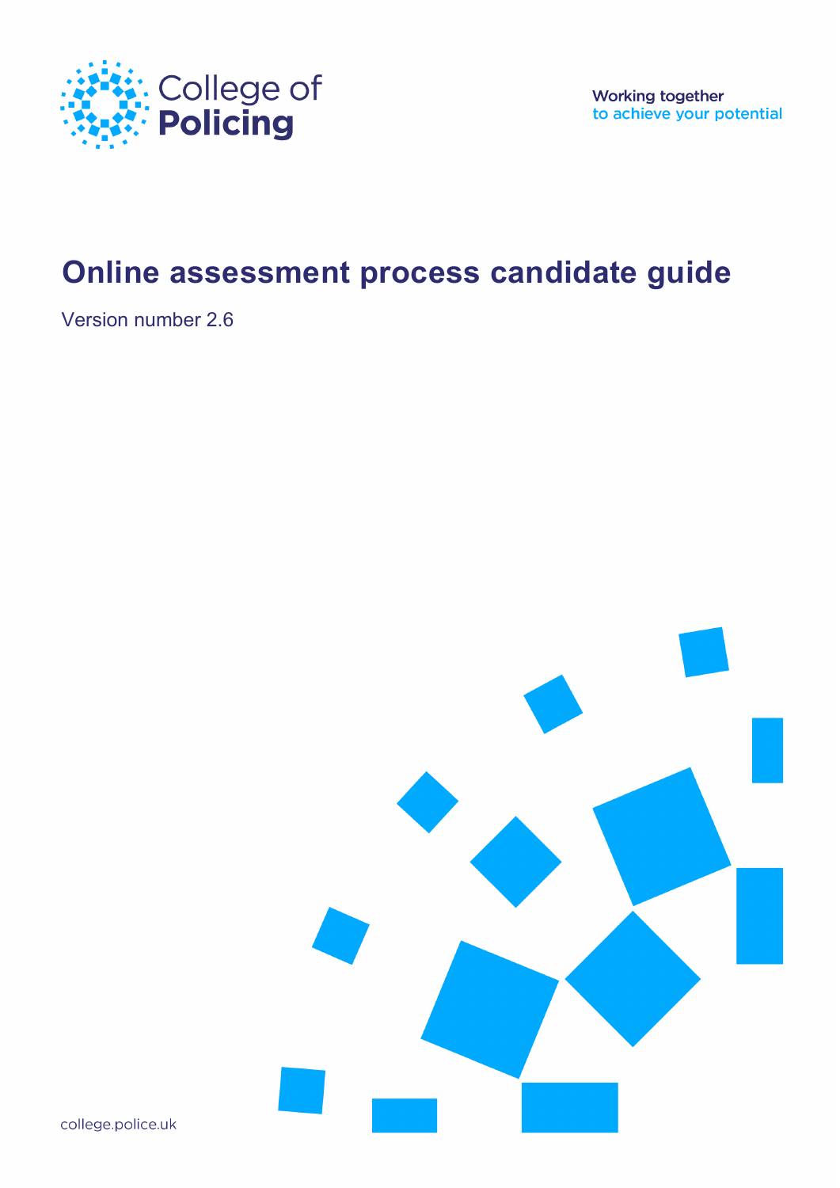College of Policing

Working together
to achieve your potential

# Online assessment process candidate guide

Version number 2.6

college.police.uk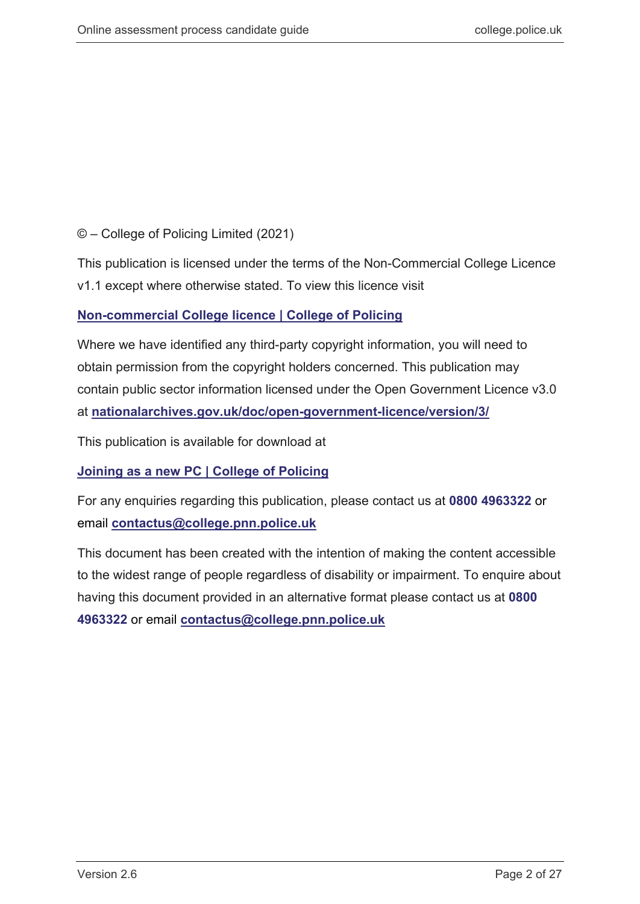© – College of Policing Limited (2021)

This publication is licensed under the terms of the Non-Commercial College Licence v1.1 except where otherwise stated. To view this licence visit

**Non-commercial College licence | College of Policing**

Where we have identified any third-party copyright information, you will need to obtain permission from the copyright holders concerned. This publication may contain public sector information licensed under the Open Government Licence v3.0 at **nationalarchives.gov.uk/doc/open-government-licence/version/3/**

This publication is available for download at

**Joining as a new PC | College of Policing**

For any enquiries regarding this publication, please contact us at **0800 4963322** or email **contactus@college.pnn.police.uk**

This document has been created with the intention of making the content accessible to the widest range of people regardless of disability or impairment. To enquire about having this document provided in an alternative format please contact us at **0800 4963322** or email **contactus@college.pnn.police.uk**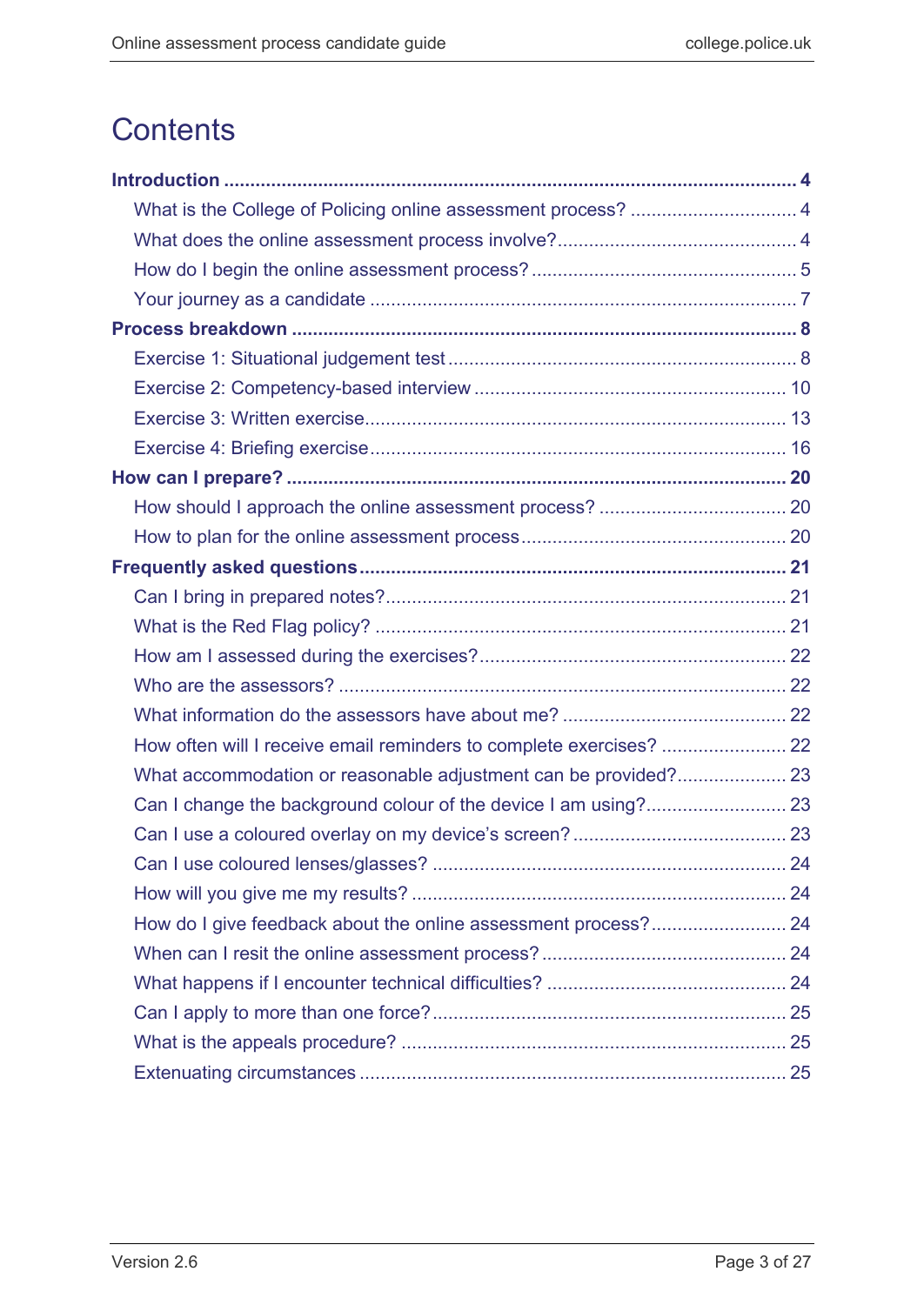# Contents

**Introduction** ..... **4**

- What is the College of Policing online assessment process? ..... 4
- What does the online assessment process involve? ..... 4
- How do I begin the online assessment process? ..... 5
- Your journey as a candidate ..... 7

**Process breakdown** ..... **8**

- Exercise 1: Situational judgement test ..... 8
- Exercise 2: Competency-based interview ..... 10
- Exercise 3: Written exercise ..... 13
- Exercise 4: Briefing exercise ..... 16

**How can I prepare?** ..... **20**

- How should I approach the online assessment process? ..... 20
- How to plan for the online assessment process ..... 20

**Frequently asked questions** ..... **21**

- Can I bring in prepared notes? ..... 21
- What is the Red Flag policy? ..... 21
- How am I assessed during the exercises? ..... 22
- Who are the assessors? ..... 22
- What information do the assessors have about me? ..... 22
- How often will I receive email reminders to complete exercises? ..... 22
- What accommodation or reasonable adjustment can be provided? ..... 23
- Can I change the background colour of the device I am using? ..... 23
- Can I use a coloured overlay on my device's screen? ..... 23
- Can I use coloured lenses/glasses? ..... 24
- How will you give me my results? ..... 24
- How do I give feedback about the online assessment process? ..... 24
- When can I resit the online assessment process? ..... 24
- What happens if I encounter technical difficulties? ..... 24
- Can I apply to more than one force? ..... 25
- What is the appeals procedure? ..... 25
- Extenuating circumstances ..... 25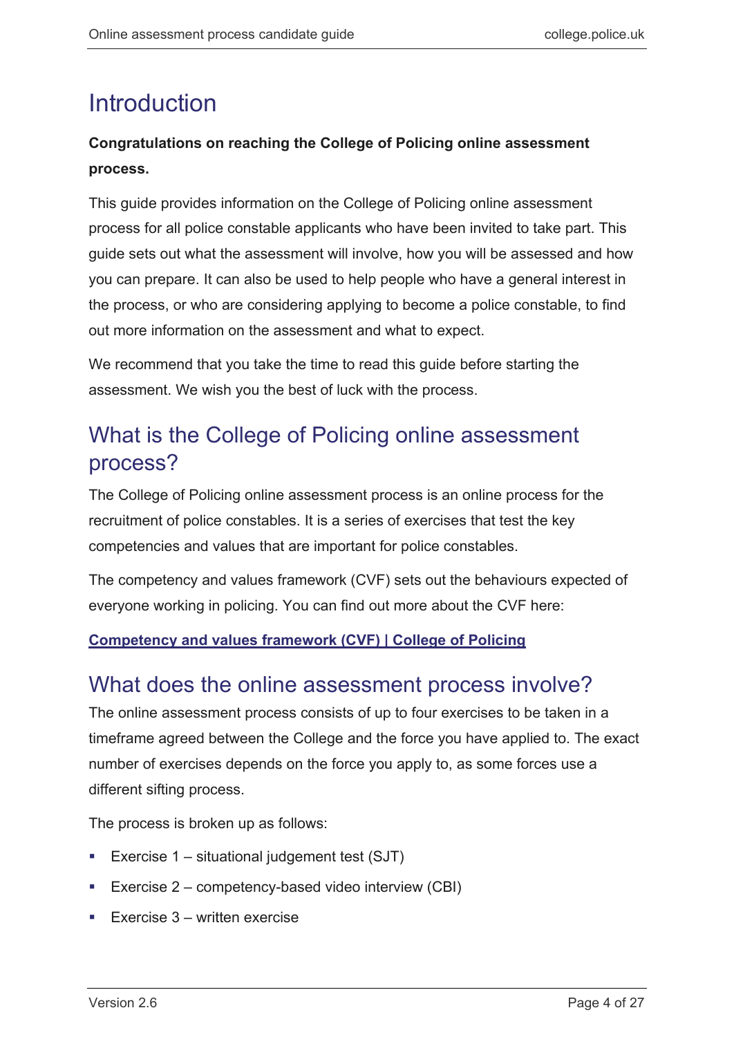# Introduction

**Congratulations on reaching the College of Policing online assessment process.**

This guide provides information on the College of Policing online assessment process for all police constable applicants who have been invited to take part. This guide sets out what the assessment will involve, how you will be assessed and how you can prepare. It can also be used to help people who have a general interest in the process, or who are considering applying to become a police constable, to find out more information on the assessment and what to expect.

We recommend that you take the time to read this guide before starting the assessment. We wish you the best of luck with the process.

## What is the College of Policing online assessment process?

The College of Policing online assessment process is an online process for the recruitment of police constables. It is a series of exercises that test the key competencies and values that are important for police constables.

The competency and values framework (CVF) sets out the behaviours expected of everyone working in policing. You can find out more about the CVF here:

**Competency and values framework (CVF) | College of Policing**

## What does the online assessment process involve?

The online assessment process consists of up to four exercises to be taken in a timeframe agreed between the College and the force you have applied to. The exact number of exercises depends on the force you apply to, as some forces use a different sifting process.

The process is broken up as follows:

- Exercise 1 – situational judgement test (SJT)
- Exercise 2 – competency-based video interview (CBI)
- Exercise 3 – written exercise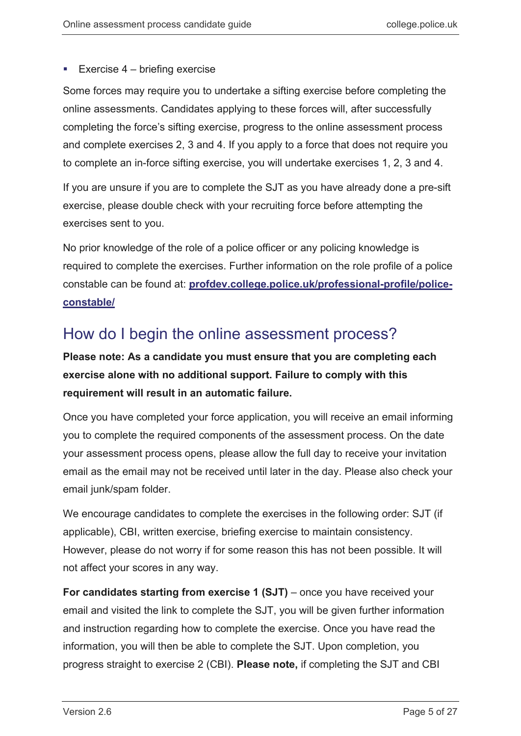- Exercise 4 – briefing exercise

Some forces may require you to undertake a sifting exercise before completing the online assessments. Candidates applying to these forces will, after successfully completing the force's sifting exercise, progress to the online assessment process and complete exercises 2, 3 and 4. If you apply to a force that does not require you to complete an in-force sifting exercise, you will undertake exercises 1, 2, 3 and 4.

If you are unsure if you are to complete the SJT as you have already done a pre-sift exercise, please double check with your recruiting force before attempting the exercises sent to you.

No prior knowledge of the role of a police officer or any policing knowledge is required to complete the exercises. Further information on the role profile of a police constable can be found at: **[profdev.college.police.uk/professional-profile/police-constable/](https://profdev.college.police.uk/professional-profile/police-constable/)**

## How do I begin the online assessment process?

**Please note: As a candidate you must ensure that you are completing each exercise alone with no additional support. Failure to comply with this requirement will result in an automatic failure.**

Once you have completed your force application, you will receive an email informing you to complete the required components of the assessment process. On the date your assessment process opens, please allow the full day to receive your invitation email as the email may not be received until later in the day. Please also check your email junk/spam folder.

We encourage candidates to complete the exercises in the following order: SJT (if applicable), CBI, written exercise, briefing exercise to maintain consistency. However, please do not worry if for some reason this has not been possible. It will not affect your scores in any way.

**For candidates starting from exercise 1 (SJT)** – once you have received your email and visited the link to complete the SJT, you will be given further information and instruction regarding how to complete the exercise. Once you have read the information, you will then be able to complete the SJT. Upon completion, you progress straight to exercise 2 (CBI). **Please note,** if completing the SJT and CBI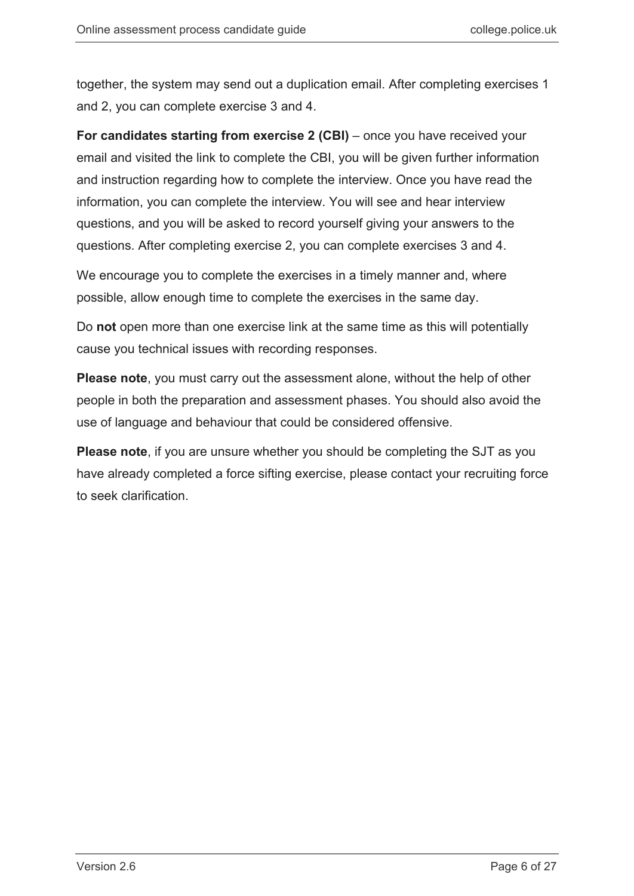together, the system may send out a duplication email. After completing exercises 1 and 2, you can complete exercise 3 and 4.

**For candidates starting from exercise 2 (CBI)** – once you have received your email and visited the link to complete the CBI, you will be given further information and instruction regarding how to complete the interview. Once you have read the information, you can complete the interview. You will see and hear interview questions, and you will be asked to record yourself giving your answers to the questions. After completing exercise 2, you can complete exercises 3 and 4.

We encourage you to complete the exercises in a timely manner and, where possible, allow enough time to complete the exercises in the same day.

Do **not** open more than one exercise link at the same time as this will potentially cause you technical issues with recording responses.

**Please note**, you must carry out the assessment alone, without the help of other people in both the preparation and assessment phases. You should also avoid the use of language and behaviour that could be considered offensive.

**Please note**, if you are unsure whether you should be completing the SJT as you have already completed a force sifting exercise, please contact your recruiting force to seek clarification.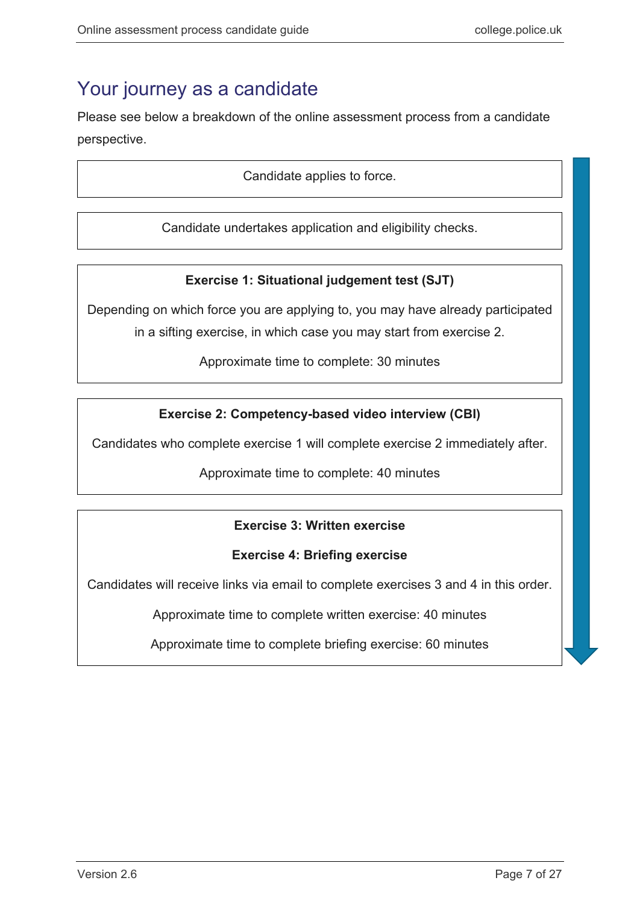## Your journey as a candidate

Please see below a breakdown of the online assessment process from a candidate perspective.

Candidate applies to force.

Candidate undertakes application and eligibility checks.

**Exercise 1: Situational judgement test (SJT)**

Depending on which force you are applying to, you may have already participated in a sifting exercise, in which case you may start from exercise 2.

Approximate time to complete: 30 minutes

**Exercise 2: Competency-based video interview (CBI)**

Candidates who complete exercise 1 will complete exercise 2 immediately after.

Approximate time to complete: 40 minutes

**Exercise 3: Written exercise**

**Exercise 4: Briefing exercise**

Candidates will receive links via email to complete exercises 3 and 4 in this order.

Approximate time to complete written exercise: 40 minutes

Approximate time to complete briefing exercise: 60 minutes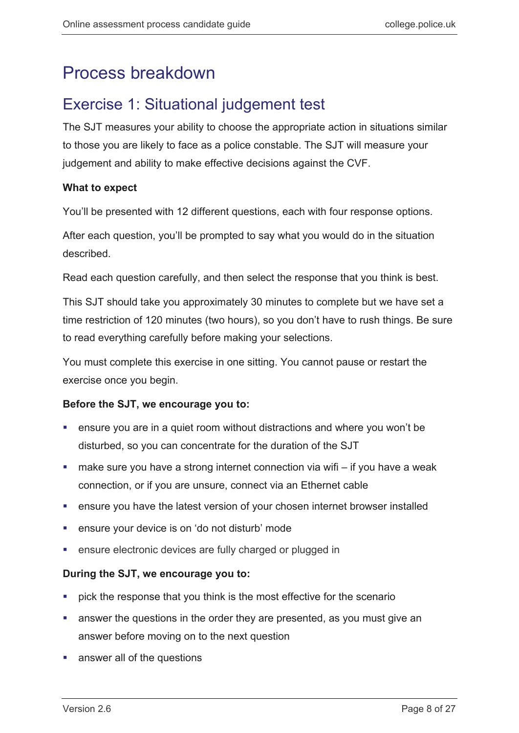# Process breakdown

## Exercise 1: Situational judgement test

The SJT measures your ability to choose the appropriate action in situations similar to those you are likely to face as a police constable. The SJT will measure your judgement and ability to make effective decisions against the CVF.

**What to expect**

You'll be presented with 12 different questions, each with four response options.

After each question, you'll be prompted to say what you would do in the situation described.

Read each question carefully, and then select the response that you think is best.

This SJT should take you approximately 30 minutes to complete but we have set a time restriction of 120 minutes (two hours), so you don't have to rush things. Be sure to read everything carefully before making your selections.

You must complete this exercise in one sitting. You cannot pause or restart the exercise once you begin.

**Before the SJT, we encourage you to:**

- ensure you are in a quiet room without distractions and where you won't be disturbed, so you can concentrate for the duration of the SJT
- make sure you have a strong internet connection via wifi – if you have a weak connection, or if you are unsure, connect via an Ethernet cable
- ensure you have the latest version of your chosen internet browser installed
- ensure your device is on 'do not disturb' mode
- ensure electronic devices are fully charged or plugged in

**During the SJT, we encourage you to:**

- pick the response that you think is the most effective for the scenario
- answer the questions in the order they are presented, as you must give an answer before moving on to the next question
- answer all of the questions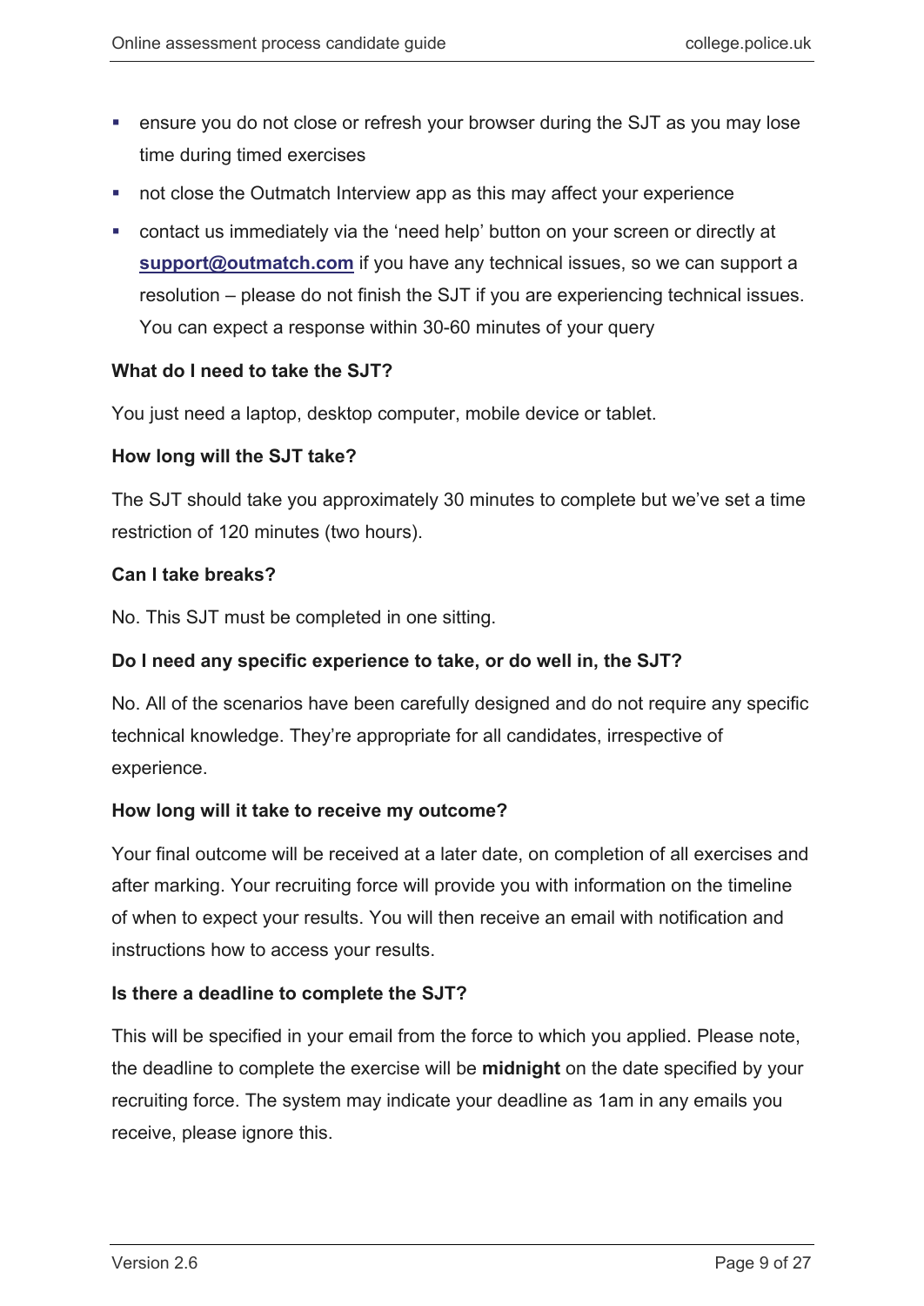- ensure you do not close or refresh your browser during the SJT as you may lose time during timed exercises
- not close the Outmatch Interview app as this may affect your experience
- contact us immediately via the 'need help' button on your screen or directly at **support@outmatch.com** if you have any technical issues, so we can support a resolution – please do not finish the SJT if you are experiencing technical issues. You can expect a response within 30-60 minutes of your query

**What do I need to take the SJT?**

You just need a laptop, desktop computer, mobile device or tablet.

**How long will the SJT take?**

The SJT should take you approximately 30 minutes to complete but we've set a time restriction of 120 minutes (two hours).

**Can I take breaks?**

No. This SJT must be completed in one sitting.

**Do I need any specific experience to take, or do well in, the SJT?**

No. All of the scenarios have been carefully designed and do not require any specific technical knowledge. They're appropriate for all candidates, irrespective of experience.

**How long will it take to receive my outcome?**

Your final outcome will be received at a later date, on completion of all exercises and after marking. Your recruiting force will provide you with information on the timeline of when to expect your results. You will then receive an email with notification and instructions how to access your results.

**Is there a deadline to complete the SJT?**

This will be specified in your email from the force to which you applied. Please note, the deadline to complete the exercise will be **midnight** on the date specified by your recruiting force. The system may indicate your deadline as 1am in any emails you receive, please ignore this.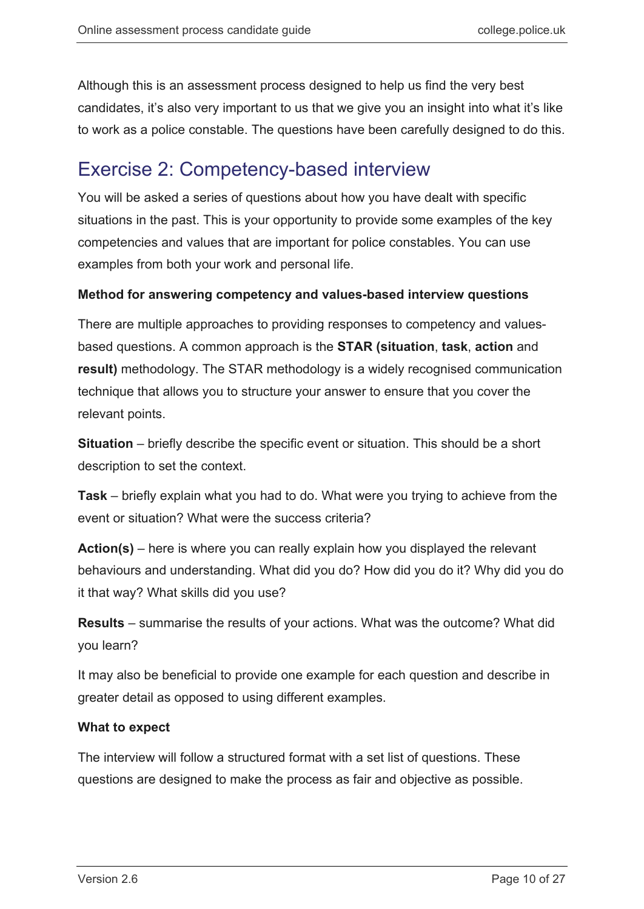Although this is an assessment process designed to help us find the very best candidates, it's also very important to us that we give you an insight into what it's like to work as a police constable. The questions have been carefully designed to do this.

## Exercise 2: Competency-based interview

You will be asked a series of questions about how you have dealt with specific situations in the past. This is your opportunity to provide some examples of the key competencies and values that are important for police constables. You can use examples from both your work and personal life.

**Method for answering competency and values-based interview questions**

There are multiple approaches to providing responses to competency and values-based questions. A common approach is the **STAR (situation**, **task**, **action** and **result)** methodology. The STAR methodology is a widely recognised communication technique that allows you to structure your answer to ensure that you cover the relevant points.

**Situation** – briefly describe the specific event or situation. This should be a short description to set the context.

**Task** – briefly explain what you had to do. What were you trying to achieve from the event or situation? What were the success criteria?

**Action(s)** – here is where you can really explain how you displayed the relevant behaviours and understanding. What did you do? How did you do it? Why did you do it that way? What skills did you use?

**Results** – summarise the results of your actions. What was the outcome? What did you learn?

It may also be beneficial to provide one example for each question and describe in greater detail as opposed to using different examples.

**What to expect**

The interview will follow a structured format with a set list of questions. These questions are designed to make the process as fair and objective as possible.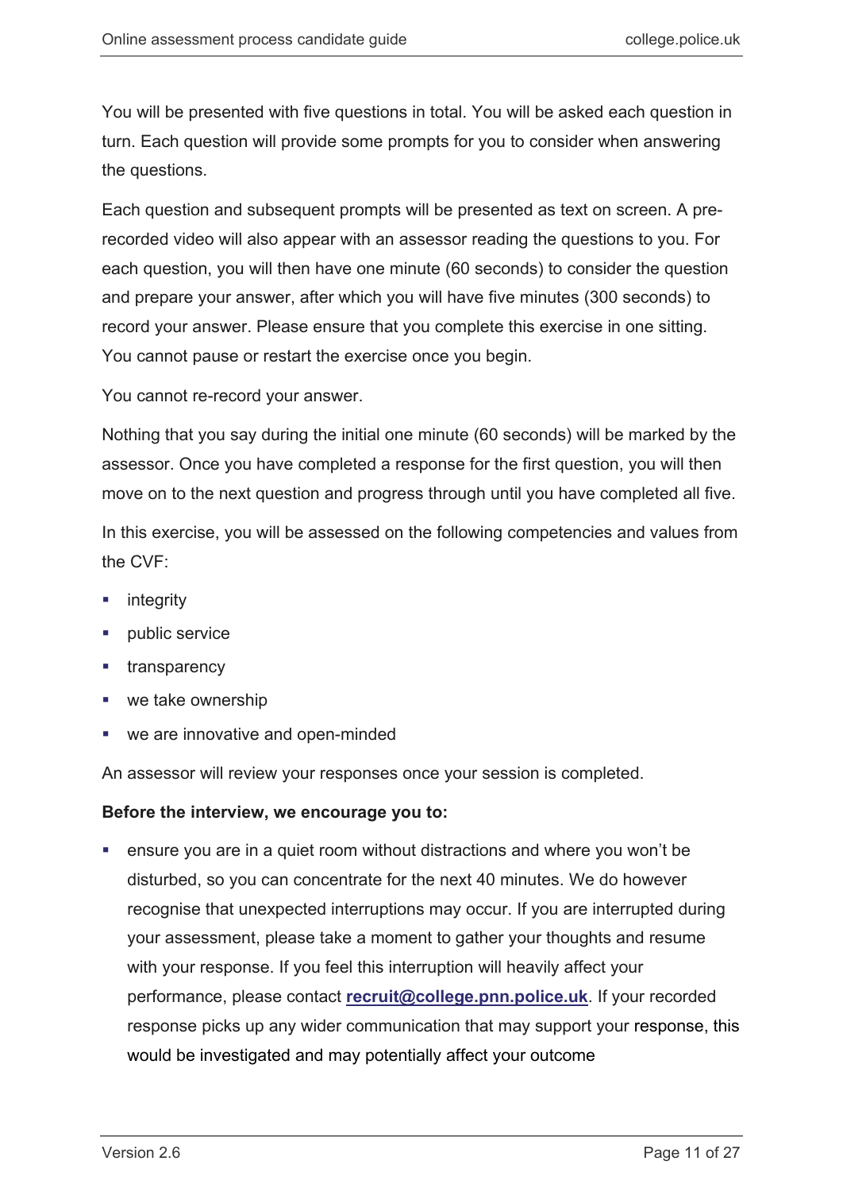You will be presented with five questions in total. You will be asked each question in turn. Each question will provide some prompts for you to consider when answering the questions.

Each question and subsequent prompts will be presented as text on screen. A pre-recorded video will also appear with an assessor reading the questions to you. For each question, you will then have one minute (60 seconds) to consider the question and prepare your answer, after which you will have five minutes (300 seconds) to record your answer. Please ensure that you complete this exercise in one sitting. You cannot pause or restart the exercise once you begin.

You cannot re-record your answer.

Nothing that you say during the initial one minute (60 seconds) will be marked by the assessor. Once you have completed a response for the first question, you will then move on to the next question and progress through until you have completed all five.

In this exercise, you will be assessed on the following competencies and values from the CVF:

- integrity
- public service
- transparency
- we take ownership
- we are innovative and open-minded

An assessor will review your responses once your session is completed.

**Before the interview, we encourage you to:**

- ensure you are in a quiet room without distractions and where you won't be disturbed, so you can concentrate for the next 40 minutes. We do however recognise that unexpected interruptions may occur. If you are interrupted during your assessment, please take a moment to gather your thoughts and resume with your response. If you feel this interruption will heavily affect your performance, please contact **recruit@college.pnn.police.uk**. If your recorded response picks up any wider communication that may support your response, this would be investigated and may potentially affect your outcome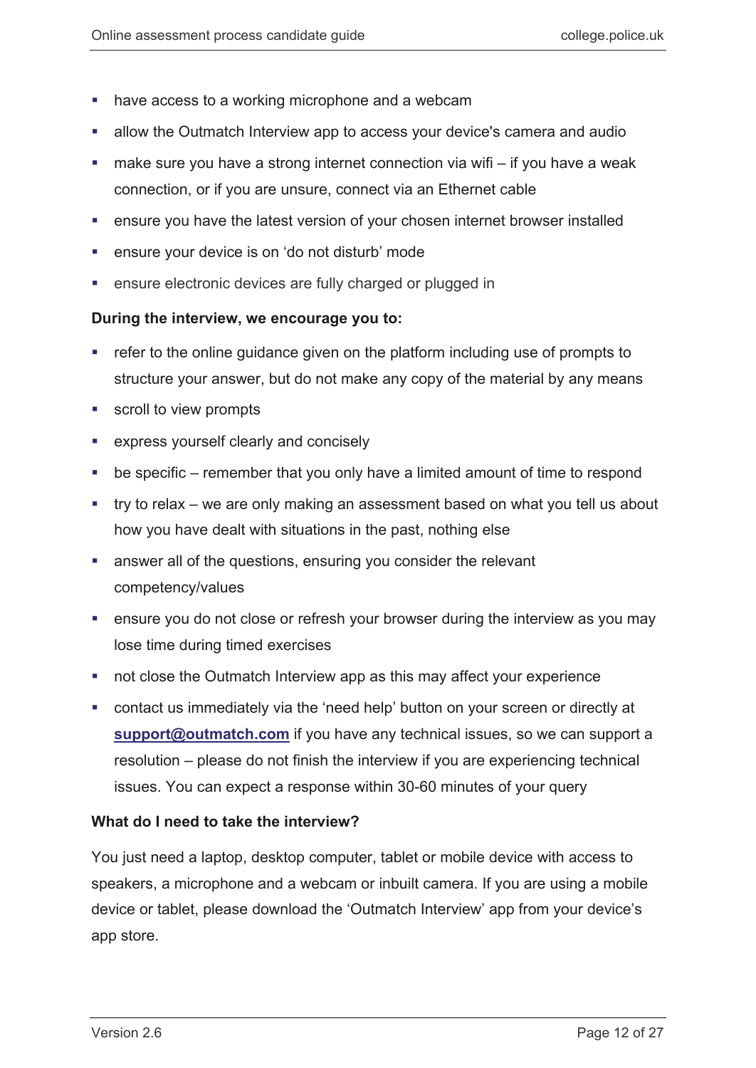- have access to a working microphone and a webcam
- allow the Outmatch Interview app to access your device's camera and audio
- make sure you have a strong internet connection via wifi – if you have a weak connection, or if you are unsure, connect via an Ethernet cable
- ensure you have the latest version of your chosen internet browser installed
- ensure your device is on 'do not disturb' mode
- ensure electronic devices are fully charged or plugged in

**During the interview, we encourage you to:**

- refer to the online guidance given on the platform including use of prompts to structure your answer, but do not make any copy of the material by any means
- scroll to view prompts
- express yourself clearly and concisely
- be specific – remember that you only have a limited amount of time to respond
- try to relax – we are only making an assessment based on what you tell us about how you have dealt with situations in the past, nothing else
- answer all of the questions, ensuring you consider the relevant competency/values
- ensure you do not close or refresh your browser during the interview as you may lose time during timed exercises
- not close the Outmatch Interview app as this may affect your experience
- contact us immediately via the 'need help' button on your screen or directly at **support@outmatch.com** if you have any technical issues, so we can support a resolution – please do not finish the interview if you are experiencing technical issues. You can expect a response within 30-60 minutes of your query

**What do I need to take the interview?**

You just need a laptop, desktop computer, tablet or mobile device with access to speakers, a microphone and a webcam or inbuilt camera. If you are using a mobile device or tablet, please download the 'Outmatch Interview' app from your device's app store.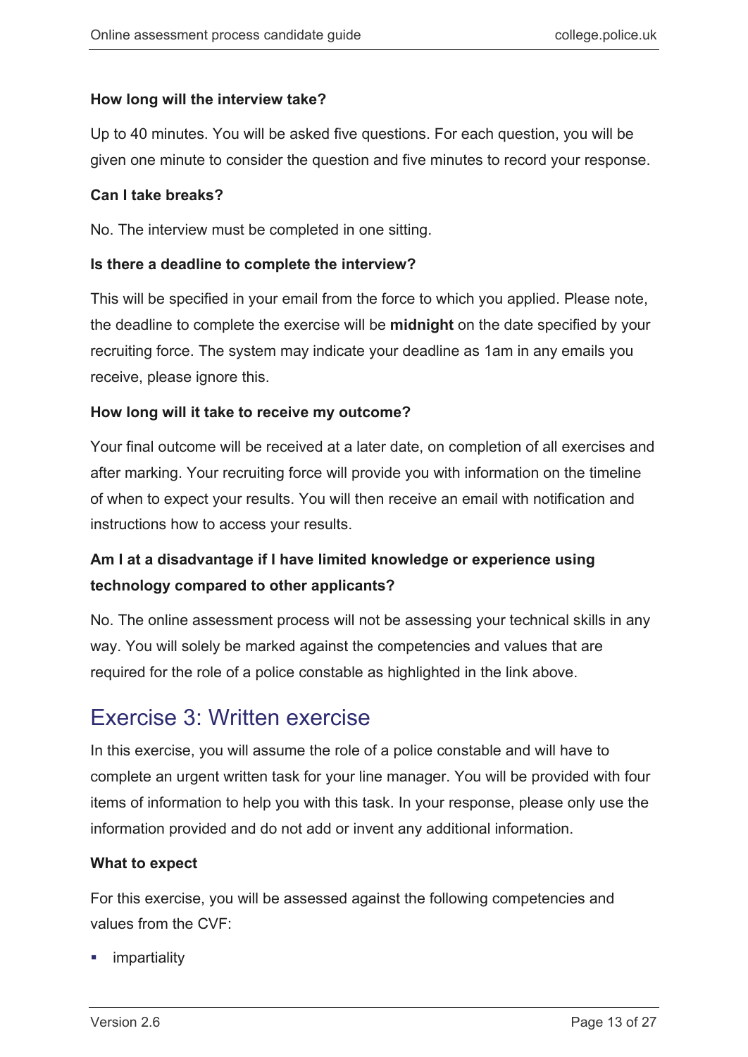**How long will the interview take?**

Up to 40 minutes. You will be asked five questions. For each question, you will be given one minute to consider the question and five minutes to record your response.

**Can I take breaks?**

No. The interview must be completed in one sitting.

**Is there a deadline to complete the interview?**

This will be specified in your email from the force to which you applied. Please note, the deadline to complete the exercise will be **midnight** on the date specified by your recruiting force. The system may indicate your deadline as 1am in any emails you receive, please ignore this.

**How long will it take to receive my outcome?**

Your final outcome will be received at a later date, on completion of all exercises and after marking. Your recruiting force will provide you with information on the timeline of when to expect your results. You will then receive an email with notification and instructions how to access your results.

**Am I at a disadvantage if I have limited knowledge or experience using technology compared to other applicants?**

No. The online assessment process will not be assessing your technical skills in any way. You will solely be marked against the competencies and values that are required for the role of a police constable as highlighted in the link above.

## Exercise 3: Written exercise

In this exercise, you will assume the role of a police constable and will have to complete an urgent written task for your line manager. You will be provided with four items of information to help you with this task. In your response, please only use the information provided and do not add or invent any additional information.

**What to expect**

For this exercise, you will be assessed against the following competencies and values from the CVF:

- impartiality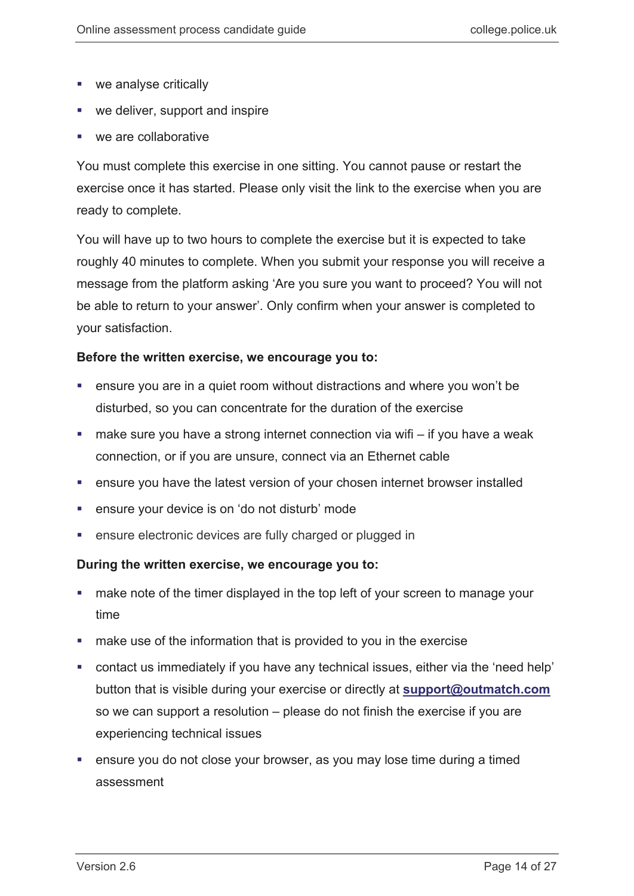- we analyse critically
- we deliver, support and inspire
- we are collaborative

You must complete this exercise in one sitting. You cannot pause or restart the exercise once it has started. Please only visit the link to the exercise when you are ready to complete.

You will have up to two hours to complete the exercise but it is expected to take roughly 40 minutes to complete. When you submit your response you will receive a message from the platform asking 'Are you sure you want to proceed? You will not be able to return to your answer'. Only confirm when your answer is completed to your satisfaction.

**Before the written exercise, we encourage you to:**

- ensure you are in a quiet room without distractions and where you won't be disturbed, so you can concentrate for the duration of the exercise
- make sure you have a strong internet connection via wifi – if you have a weak connection, or if you are unsure, connect via an Ethernet cable
- ensure you have the latest version of your chosen internet browser installed
- ensure your device is on 'do not disturb' mode
- ensure electronic devices are fully charged or plugged in

**During the written exercise, we encourage you to:**

- make note of the timer displayed in the top left of your screen to manage your time
- make use of the information that is provided to you in the exercise
- contact us immediately if you have any technical issues, either via the 'need help' button that is visible during your exercise or directly at **support@outmatch.com** so we can support a resolution – please do not finish the exercise if you are experiencing technical issues
- ensure you do not close your browser, as you may lose time during a timed assessment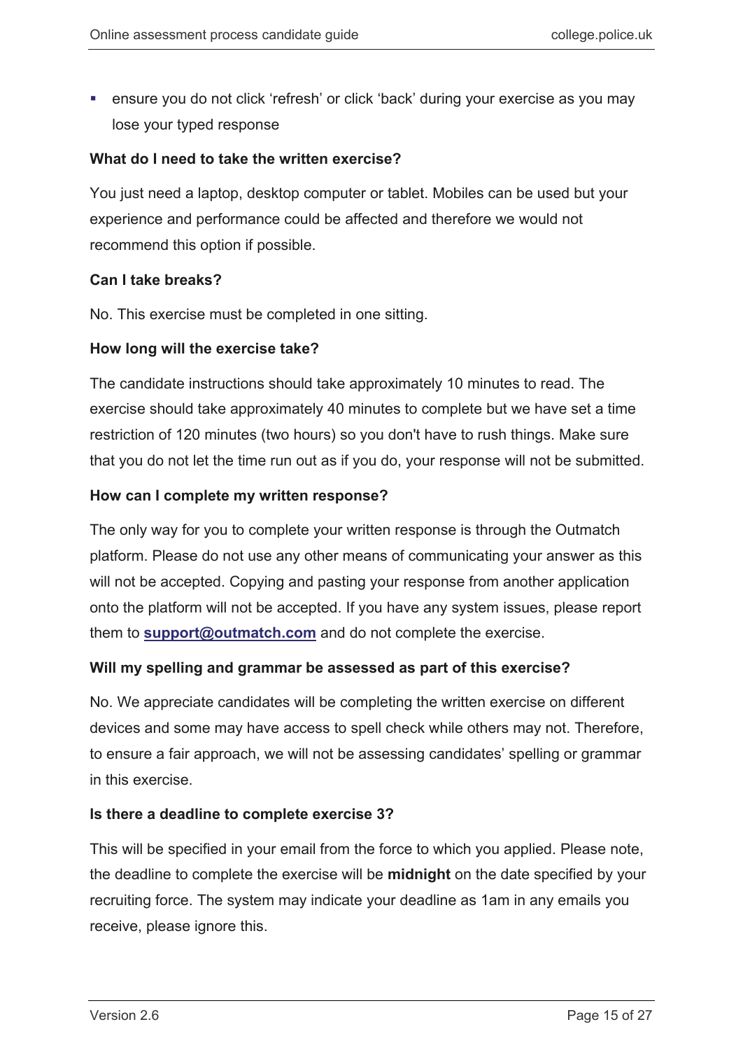- ensure you do not click 'refresh' or click 'back' during your exercise as you may lose your typed response

**What do I need to take the written exercise?**

You just need a laptop, desktop computer or tablet. Mobiles can be used but your experience and performance could be affected and therefore we would not recommend this option if possible.

**Can I take breaks?**

No. This exercise must be completed in one sitting.

**How long will the exercise take?**

The candidate instructions should take approximately 10 minutes to read. The exercise should take approximately 40 minutes to complete but we have set a time restriction of 120 minutes (two hours) so you don't have to rush things. Make sure that you do not let the time run out as if you do, your response will not be submitted.

**How can I complete my written response?**

The only way for you to complete your written response is through the Outmatch platform. Please do not use any other means of communicating your answer as this will not be accepted. Copying and pasting your response from another application onto the platform will not be accepted. If you have any system issues, please report them to **support@outmatch.com** and do not complete the exercise.

**Will my spelling and grammar be assessed as part of this exercise?**

No. We appreciate candidates will be completing the written exercise on different devices and some may have access to spell check while others may not. Therefore, to ensure a fair approach, we will not be assessing candidates' spelling or grammar in this exercise.

**Is there a deadline to complete exercise 3?**

This will be specified in your email from the force to which you applied. Please note, the deadline to complete the exercise will be **midnight** on the date specified by your recruiting force. The system may indicate your deadline as 1am in any emails you receive, please ignore this.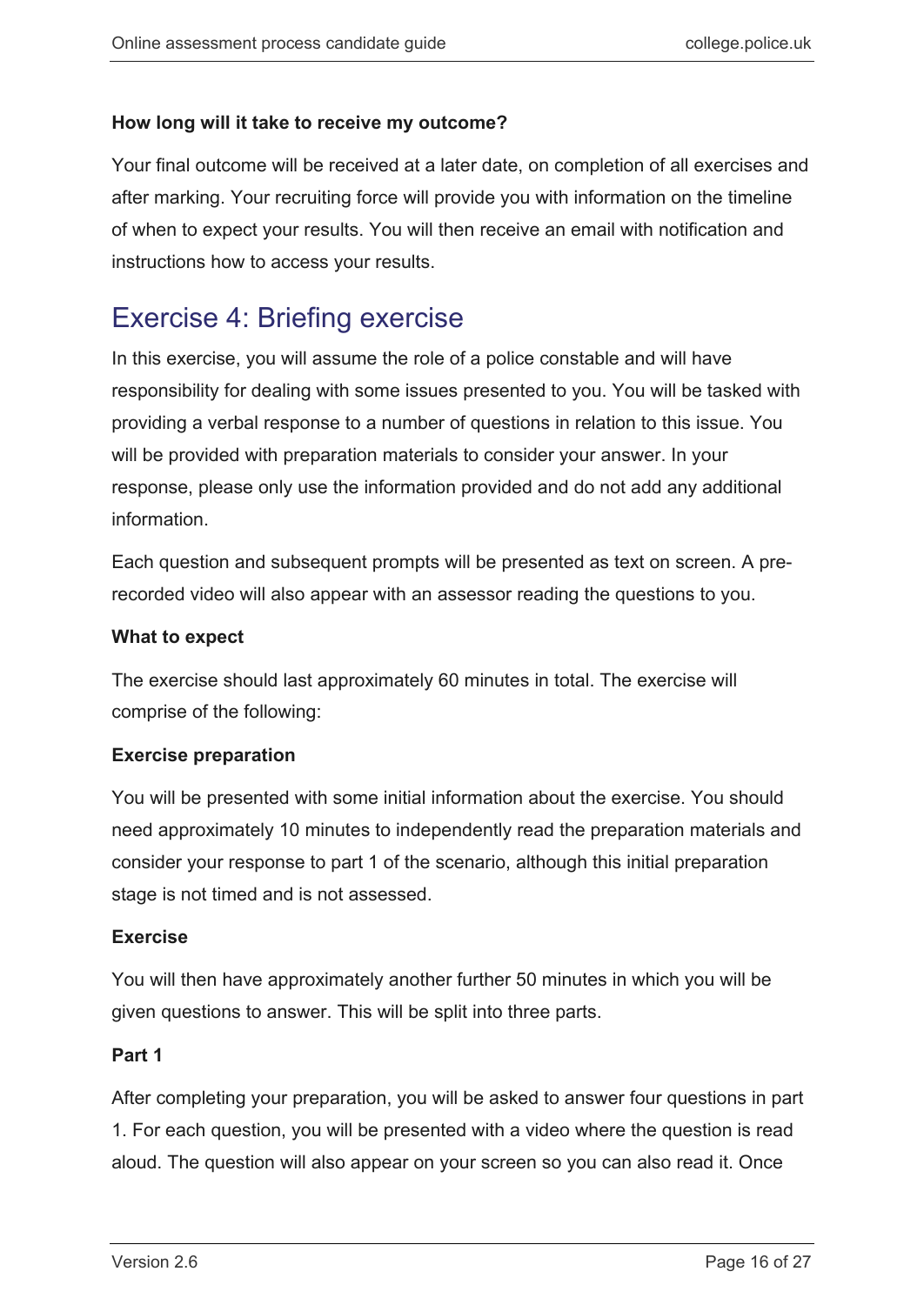**How long will it take to receive my outcome?**

Your final outcome will be received at a later date, on completion of all exercises and after marking. Your recruiting force will provide you with information on the timeline of when to expect your results. You will then receive an email with notification and instructions how to access your results.

## Exercise 4: Briefing exercise

In this exercise, you will assume the role of a police constable and will have responsibility for dealing with some issues presented to you. You will be tasked with providing a verbal response to a number of questions in relation to this issue. You will be provided with preparation materials to consider your answer. In your response, please only use the information provided and do not add any additional information.

Each question and subsequent prompts will be presented as text on screen. A pre-recorded video will also appear with an assessor reading the questions to you.

**What to expect**

The exercise should last approximately 60 minutes in total. The exercise will comprise of the following:

**Exercise preparation**

You will be presented with some initial information about the exercise. You should need approximately 10 minutes to independently read the preparation materials and consider your response to part 1 of the scenario, although this initial preparation stage is not timed and is not assessed.

**Exercise**

You will then have approximately another further 50 minutes in which you will be given questions to answer. This will be split into three parts.

**Part 1**

After completing your preparation, you will be asked to answer four questions in part 1. For each question, you will be presented with a video where the question is read aloud. The question will also appear on your screen so you can also read it. Once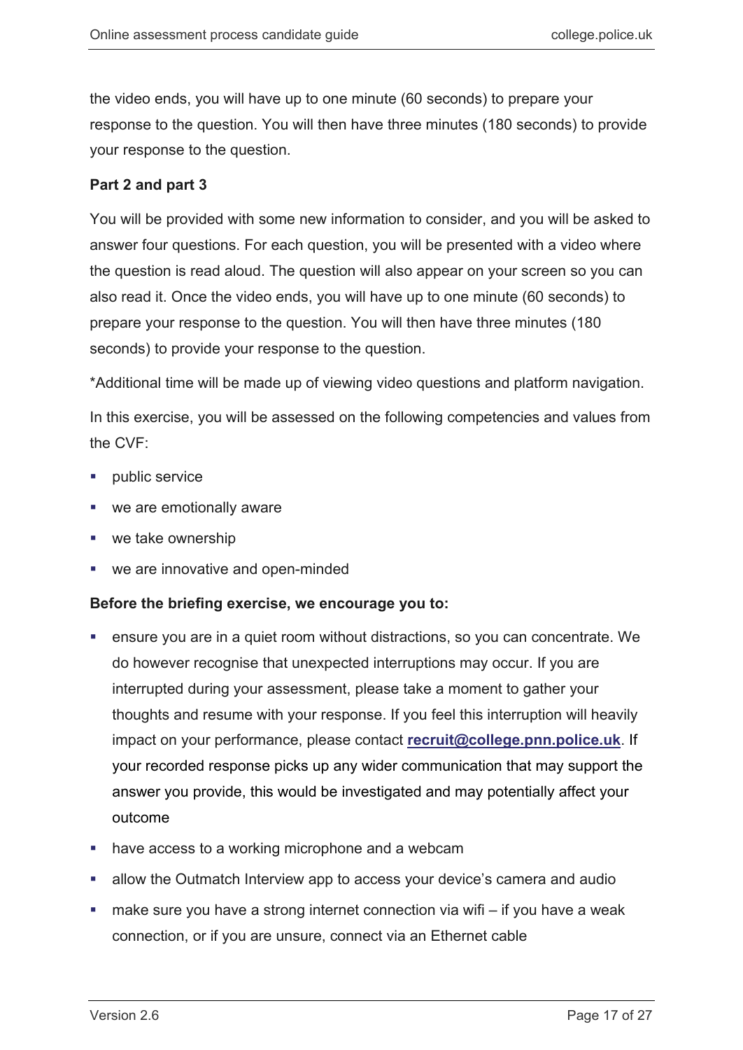the video ends, you will have up to one minute (60 seconds) to prepare your response to the question. You will then have three minutes (180 seconds) to provide your response to the question.

**Part 2 and part 3**

You will be provided with some new information to consider, and you will be asked to answer four questions. For each question, you will be presented with a video where the question is read aloud. The question will also appear on your screen so you can also read it. Once the video ends, you will have up to one minute (60 seconds) to prepare your response to the question. You will then have three minutes (180 seconds) to provide your response to the question.

*Additional time will be made up of viewing video questions and platform navigation.

In this exercise, you will be assessed on the following competencies and values from the CVF:

- public service
- we are emotionally aware
- we take ownership
- we are innovative and open-minded

**Before the briefing exercise, we encourage you to:**

- ensure you are in a quiet room without distractions, so you can concentrate. We do however recognise that unexpected interruptions may occur. If you are interrupted during your assessment, please take a moment to gather your thoughts and resume with your response. If you feel this interruption will heavily impact on your performance, please contact **recruit@college.pnn.police.uk**. If your recorded response picks up any wider communication that may support the answer you provide, this would be investigated and may potentially affect your outcome
- have access to a working microphone and a webcam
- allow the Outmatch Interview app to access your device's camera and audio
- make sure you have a strong internet connection via wifi – if you have a weak connection, or if you are unsure, connect via an Ethernet cable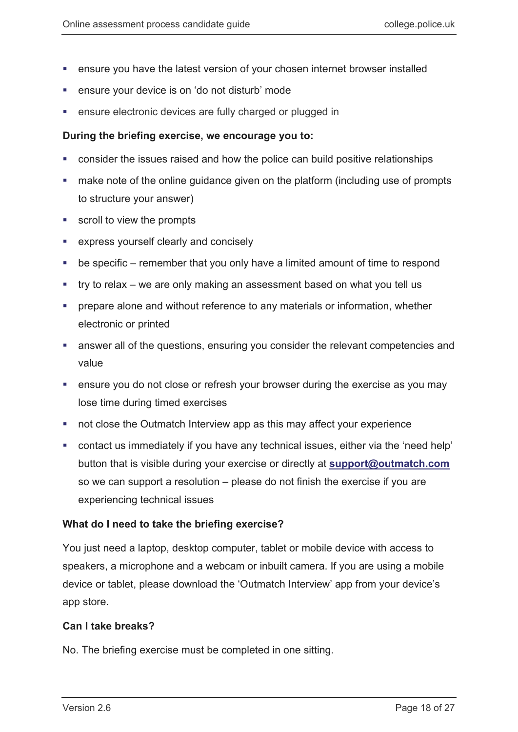- ensure you have the latest version of your chosen internet browser installed
- ensure your device is on 'do not disturb' mode
- ensure electronic devices are fully charged or plugged in

**During the briefing exercise, we encourage you to:**

- consider the issues raised and how the police can build positive relationships
- make note of the online guidance given on the platform (including use of prompts to structure your answer)
- scroll to view the prompts
- express yourself clearly and concisely
- be specific – remember that you only have a limited amount of time to respond
- try to relax – we are only making an assessment based on what you tell us
- prepare alone and without reference to any materials or information, whether electronic or printed
- answer all of the questions, ensuring you consider the relevant competencies and value
- ensure you do not close or refresh your browser during the exercise as you may lose time during timed exercises
- not close the Outmatch Interview app as this may affect your experience
- contact us immediately if you have any technical issues, either via the 'need help' button that is visible during your exercise or directly at **support@outmatch.com** so we can support a resolution – please do not finish the exercise if you are experiencing technical issues

**What do I need to take the briefing exercise?**

You just need a laptop, desktop computer, tablet or mobile device with access to speakers, a microphone and a webcam or inbuilt camera. If you are using a mobile device or tablet, please download the 'Outmatch Interview' app from your device's app store.

**Can I take breaks?**

No. The briefing exercise must be completed in one sitting.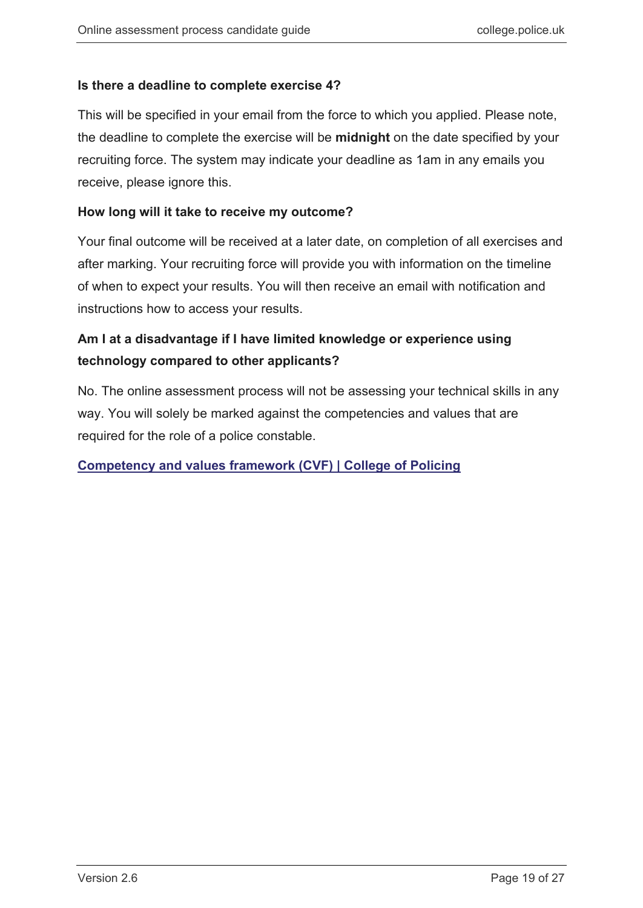**Is there a deadline to complete exercise 4?**

This will be specified in your email from the force to which you applied. Please note, the deadline to complete the exercise will be **midnight** on the date specified by your recruiting force. The system may indicate your deadline as 1am in any emails you receive, please ignore this.

**How long will it take to receive my outcome?**

Your final outcome will be received at a later date, on completion of all exercises and after marking. Your recruiting force will provide you with information on the timeline of when to expect your results. You will then receive an email with notification and instructions how to access your results.

**Am I at a disadvantage if I have limited knowledge or experience using technology compared to other applicants?**

No. The online assessment process will not be assessing your technical skills in any way. You will solely be marked against the competencies and values that are required for the role of a police constable.

**Competency and values framework (CVF) | College of Policing**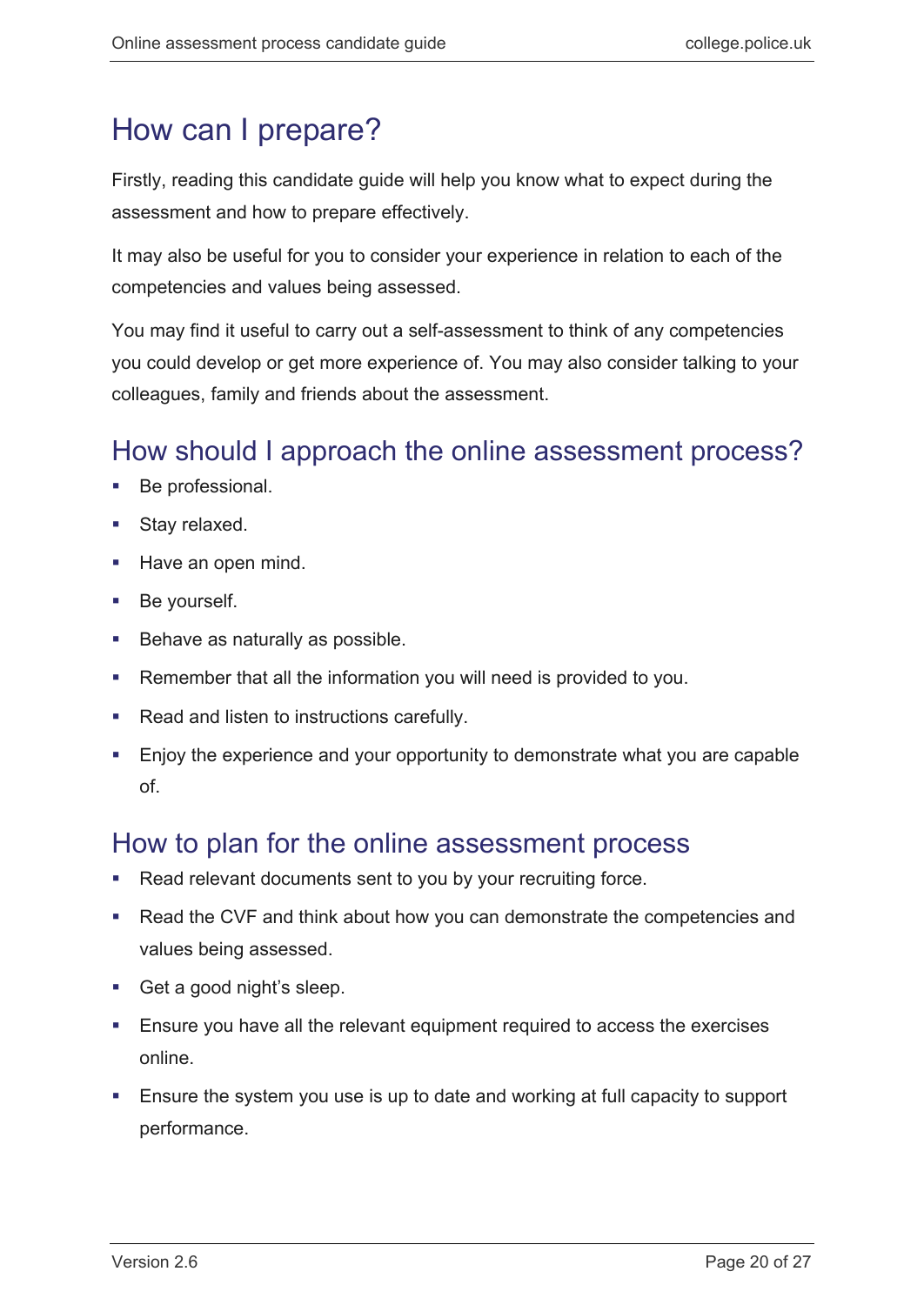# How can I prepare?

Firstly, reading this candidate guide will help you know what to expect during the assessment and how to prepare effectively.

It may also be useful for you to consider your experience in relation to each of the competencies and values being assessed.

You may find it useful to carry out a self-assessment to think of any competencies you could develop or get more experience of. You may also consider talking to your colleagues, family and friends about the assessment.

## How should I approach the online assessment process?

- Be professional.
- Stay relaxed.
- Have an open mind.
- Be yourself.
- Behave as naturally as possible.
- Remember that all the information you will need is provided to you.
- Read and listen to instructions carefully.
- Enjoy the experience and your opportunity to demonstrate what you are capable of.

## How to plan for the online assessment process

- Read relevant documents sent to you by your recruiting force.
- Read the CVF and think about how you can demonstrate the competencies and values being assessed.
- Get a good night's sleep.
- Ensure you have all the relevant equipment required to access the exercises online.
- Ensure the system you use is up to date and working at full capacity to support performance.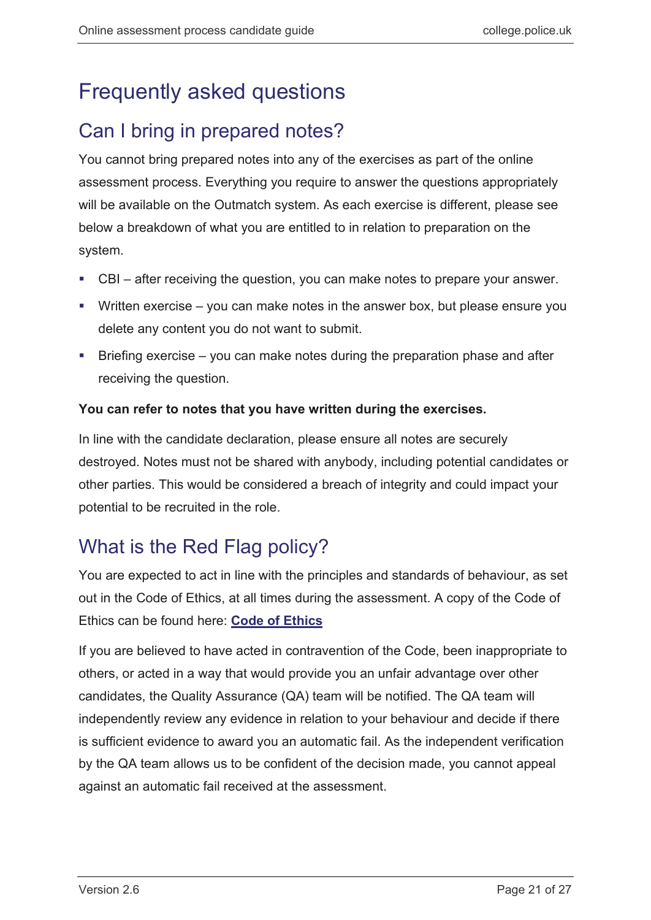# Frequently asked questions

## Can I bring in prepared notes?

You cannot bring prepared notes into any of the exercises as part of the online assessment process. Everything you require to answer the questions appropriately will be available on the Outmatch system. As each exercise is different, please see below a breakdown of what you are entitled to in relation to preparation on the system.

- CBI – after receiving the question, you can make notes to prepare your answer.
- Written exercise – you can make notes in the answer box, but please ensure you delete any content you do not want to submit.
- Briefing exercise – you can make notes during the preparation phase and after receiving the question.

**You can refer to notes that you have written during the exercises.**

In line with the candidate declaration, please ensure all notes are securely destroyed. Notes must not be shared with anybody, including potential candidates or other parties. This would be considered a breach of integrity and could impact your potential to be recruited in the role.

## What is the Red Flag policy?

You are expected to act in line with the principles and standards of behaviour, as set out in the Code of Ethics, at all times during the assessment. A copy of the Code of Ethics can be found here: **Code of Ethics**

If you are believed to have acted in contravention of the Code, been inappropriate to others, or acted in a way that would provide you an unfair advantage over other candidates, the Quality Assurance (QA) team will be notified. The QA team will independently review any evidence in relation to your behaviour and decide if there is sufficient evidence to award you an automatic fail. As the independent verification by the QA team allows us to be confident of the decision made, you cannot appeal against an automatic fail received at the assessment.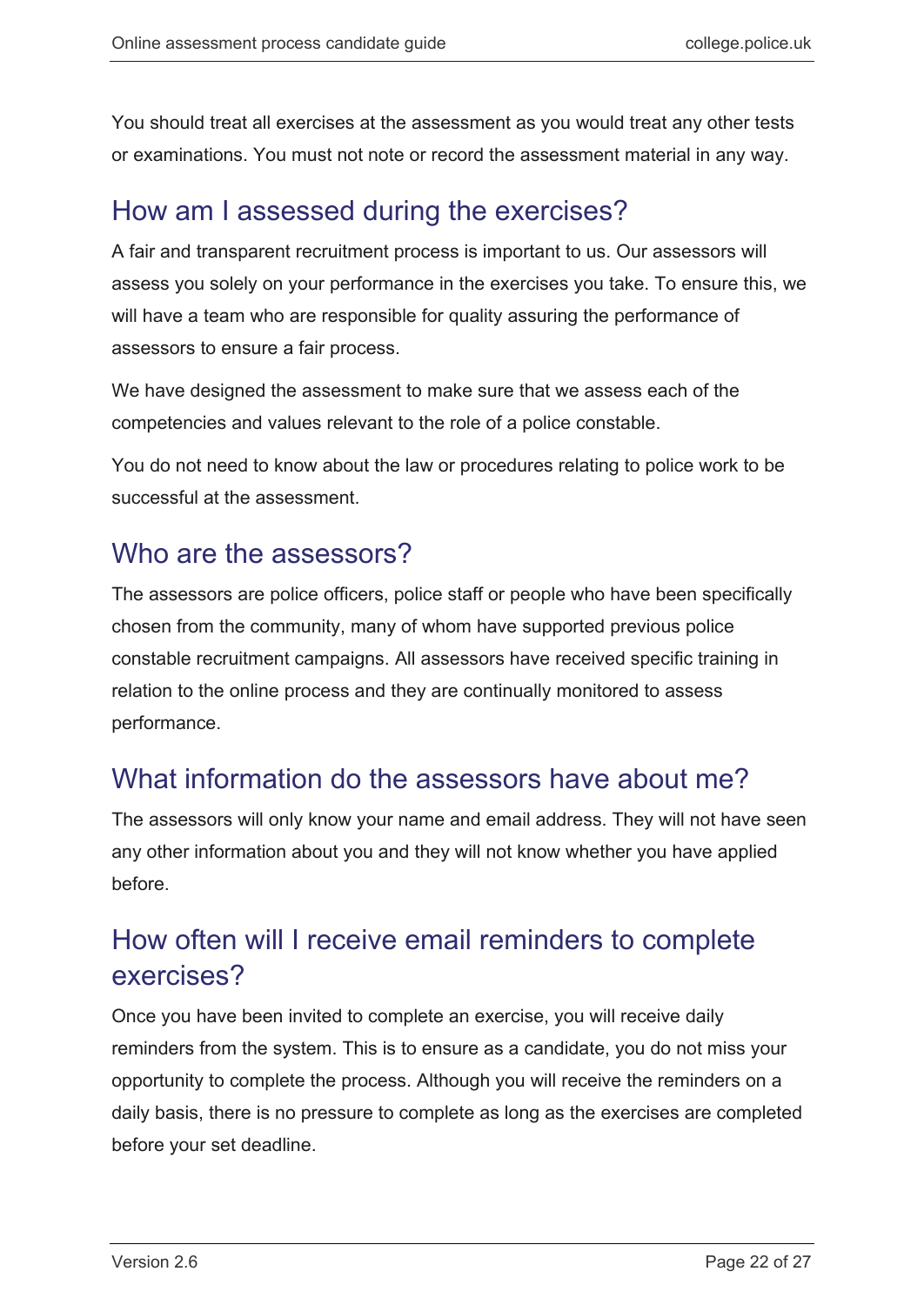You should treat all exercises at the assessment as you would treat any other tests or examinations. You must not note or record the assessment material in any way.

## How am I assessed during the exercises?

A fair and transparent recruitment process is important to us. Our assessors will assess you solely on your performance in the exercises you take. To ensure this, we will have a team who are responsible for quality assuring the performance of assessors to ensure a fair process.

We have designed the assessment to make sure that we assess each of the competencies and values relevant to the role of a police constable.

You do not need to know about the law or procedures relating to police work to be successful at the assessment.

## Who are the assessors?

The assessors are police officers, police staff or people who have been specifically chosen from the community, many of whom have supported previous police constable recruitment campaigns. All assessors have received specific training in relation to the online process and they are continually monitored to assess performance.

## What information do the assessors have about me?

The assessors will only know your name and email address. They will not have seen any other information about you and they will not know whether you have applied before.

## How often will I receive email reminders to complete exercises?

Once you have been invited to complete an exercise, you will receive daily reminders from the system. This is to ensure as a candidate, you do not miss your opportunity to complete the process. Although you will receive the reminders on a daily basis, there is no pressure to complete as long as the exercises are completed before your set deadline.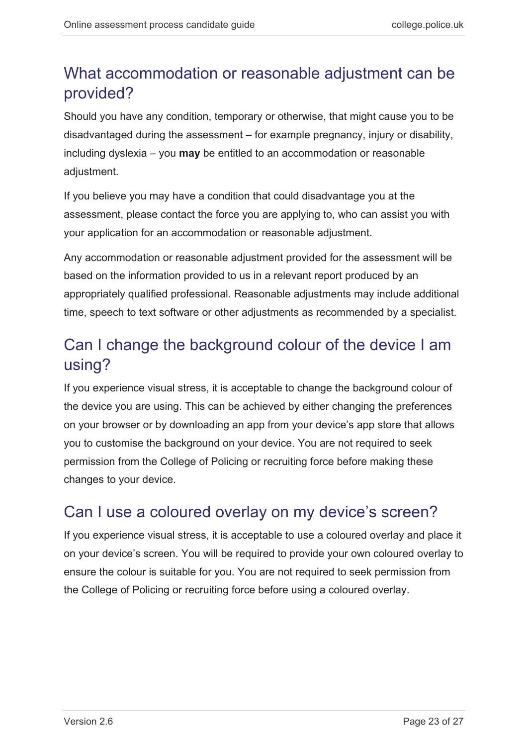## What accommodation or reasonable adjustment can be provided?

Should you have any condition, temporary or otherwise, that might cause you to be disadvantaged during the assessment – for example pregnancy, injury or disability, including dyslexia – you **may** be entitled to an accommodation or reasonable adjustment.

If you believe you may have a condition that could disadvantage you at the assessment, please contact the force you are applying to, who can assist you with your application for an accommodation or reasonable adjustment.

Any accommodation or reasonable adjustment provided for the assessment will be based on the information provided to us in a relevant report produced by an appropriately qualified professional. Reasonable adjustments may include additional time, speech to text software or other adjustments as recommended by a specialist.

## Can I change the background colour of the device I am using?

If you experience visual stress, it is acceptable to change the background colour of the device you are using. This can be achieved by either changing the preferences on your browser or by downloading an app from your device's app store that allows you to customise the background on your device. You are not required to seek permission from the College of Policing or recruiting force before making these changes to your device.

## Can I use a coloured overlay on my device's screen?

If you experience visual stress, it is acceptable to use a coloured overlay and place it on your device's screen. You will be required to provide your own coloured overlay to ensure the colour is suitable for you. You are not required to seek permission from the College of Policing or recruiting force before using a coloured overlay.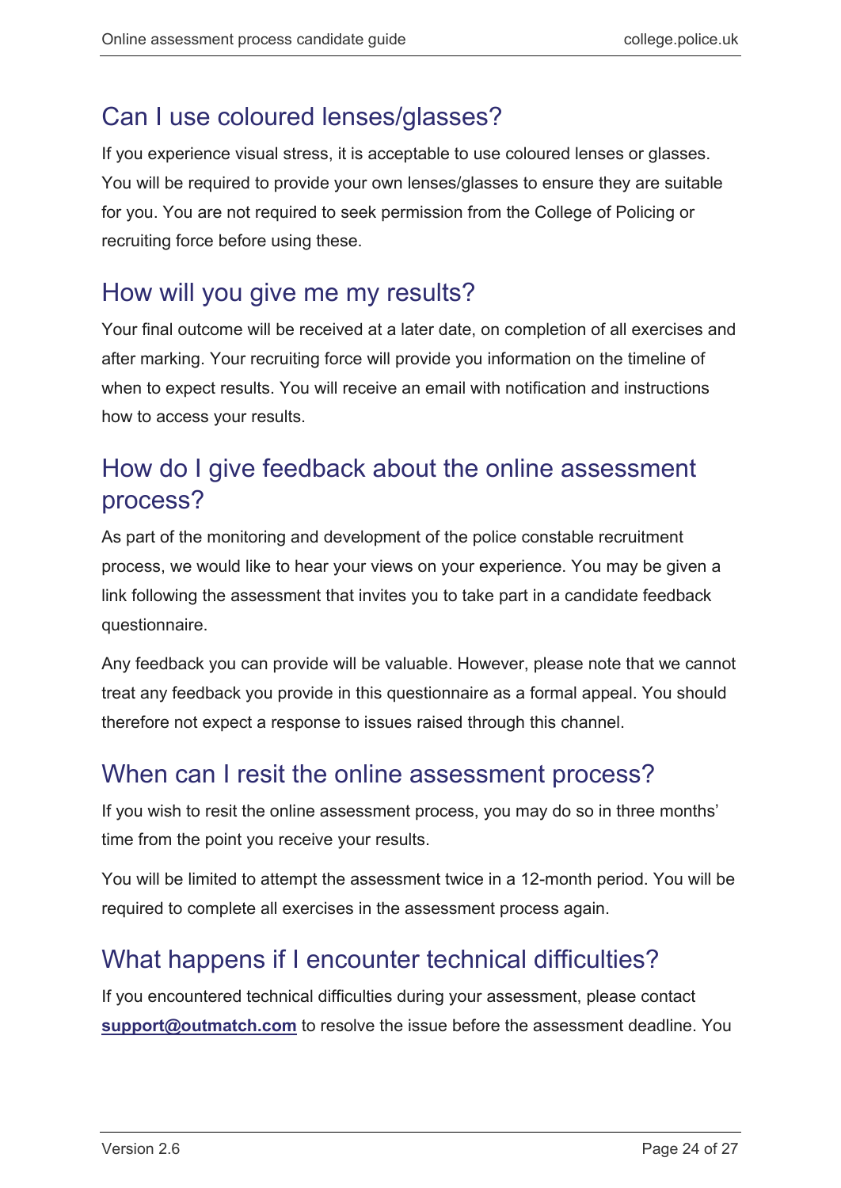## Can I use coloured lenses/glasses?

If you experience visual stress, it is acceptable to use coloured lenses or glasses. You will be required to provide your own lenses/glasses to ensure they are suitable for you. You are not required to seek permission from the College of Policing or recruiting force before using these.

## How will you give me my results?

Your final outcome will be received at a later date, on completion of all exercises and after marking. Your recruiting force will provide you information on the timeline of when to expect results. You will receive an email with notification and instructions how to access your results.

## How do I give feedback about the online assessment process?

As part of the monitoring and development of the police constable recruitment process, we would like to hear your views on your experience. You may be given a link following the assessment that invites you to take part in a candidate feedback questionnaire.

Any feedback you can provide will be valuable. However, please note that we cannot treat any feedback you provide in this questionnaire as a formal appeal. You should therefore not expect a response to issues raised through this channel.

## When can I resit the online assessment process?

If you wish to resit the online assessment process, you may do so in three months' time from the point you receive your results.

You will be limited to attempt the assessment twice in a 12-month period. You will be required to complete all exercises in the assessment process again.

## What happens if I encounter technical difficulties?

If you encountered technical difficulties during your assessment, please contact **support@outmatch.com** to resolve the issue before the assessment deadline. You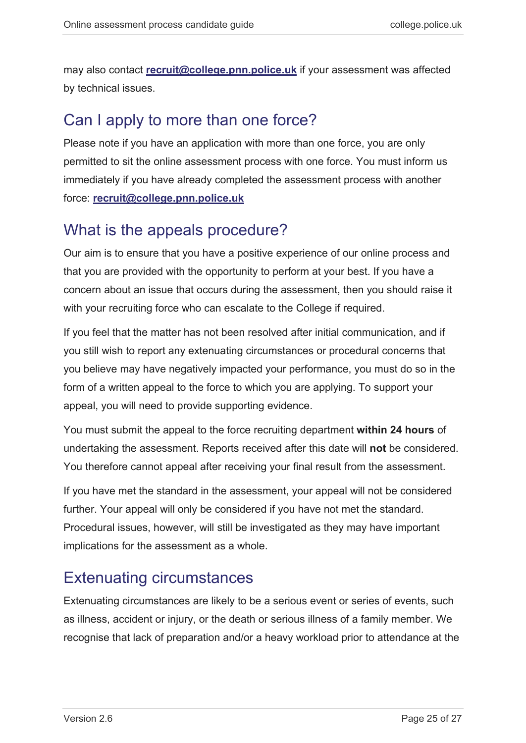may also contact **recruit@college.pnn.police.uk** if your assessment was affected by technical issues.

## Can I apply to more than one force?

Please note if you have an application with more than one force, you are only permitted to sit the online assessment process with one force. You must inform us immediately if you have already completed the assessment process with another force: **recruit@college.pnn.police.uk**

## What is the appeals procedure?

Our aim is to ensure that you have a positive experience of our online process and that you are provided with the opportunity to perform at your best. If you have a concern about an issue that occurs during the assessment, then you should raise it with your recruiting force who can escalate to the College if required.

If you feel that the matter has not been resolved after initial communication, and if you still wish to report any extenuating circumstances or procedural concerns that you believe may have negatively impacted your performance, you must do so in the form of a written appeal to the force to which you are applying. To support your appeal, you will need to provide supporting evidence.

You must submit the appeal to the force recruiting department **within 24 hours** of undertaking the assessment. Reports received after this date will **not** be considered. You therefore cannot appeal after receiving your final result from the assessment.

If you have met the standard in the assessment, your appeal will not be considered further. Your appeal will only be considered if you have not met the standard. Procedural issues, however, will still be investigated as they may have important implications for the assessment as a whole.

## Extenuating circumstances

Extenuating circumstances are likely to be a serious event or series of events, such as illness, accident or injury, or the death or serious illness of a family member. We recognise that lack of preparation and/or a heavy workload prior to attendance at the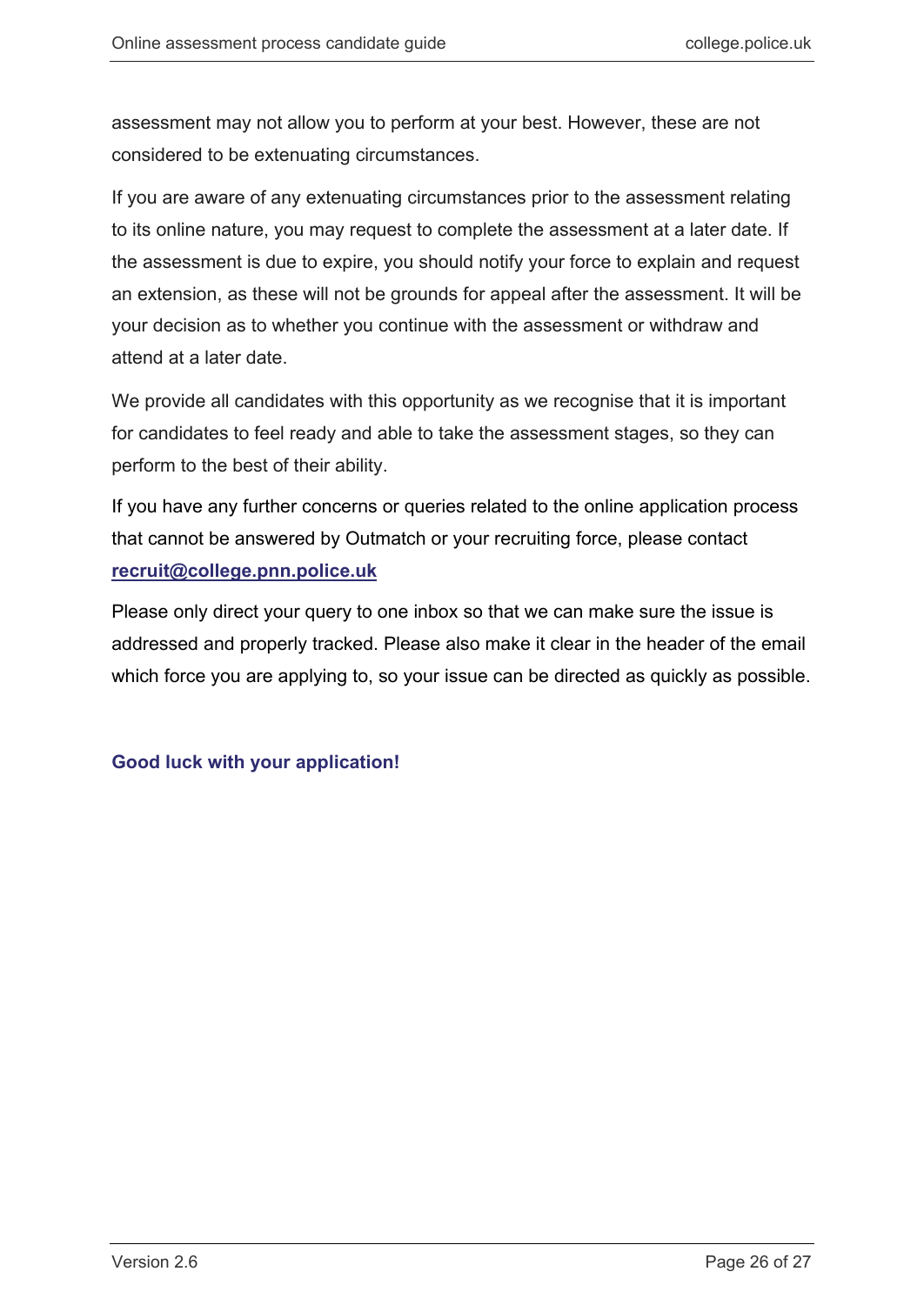assessment may not allow you to perform at your best. However, these are not considered to be extenuating circumstances.

If you are aware of any extenuating circumstances prior to the assessment relating to its online nature, you may request to complete the assessment at a later date. If the assessment is due to expire, you should notify your force to explain and request an extension, as these will not be grounds for appeal after the assessment. It will be your decision as to whether you continue with the assessment or withdraw and attend at a later date.

We provide all candidates with this opportunity as we recognise that it is important for candidates to feel ready and able to take the assessment stages, so they can perform to the best of their ability.

If you have any further concerns or queries related to the online application process that cannot be answered by Outmatch or your recruiting force, please contact **recruit@college.pnn.police.uk**

Please only direct your query to one inbox so that we can make sure the issue is addressed and properly tracked. Please also make it clear in the header of the email which force you are applying to, so your issue can be directed as quickly as possible.

**Good luck with your application!**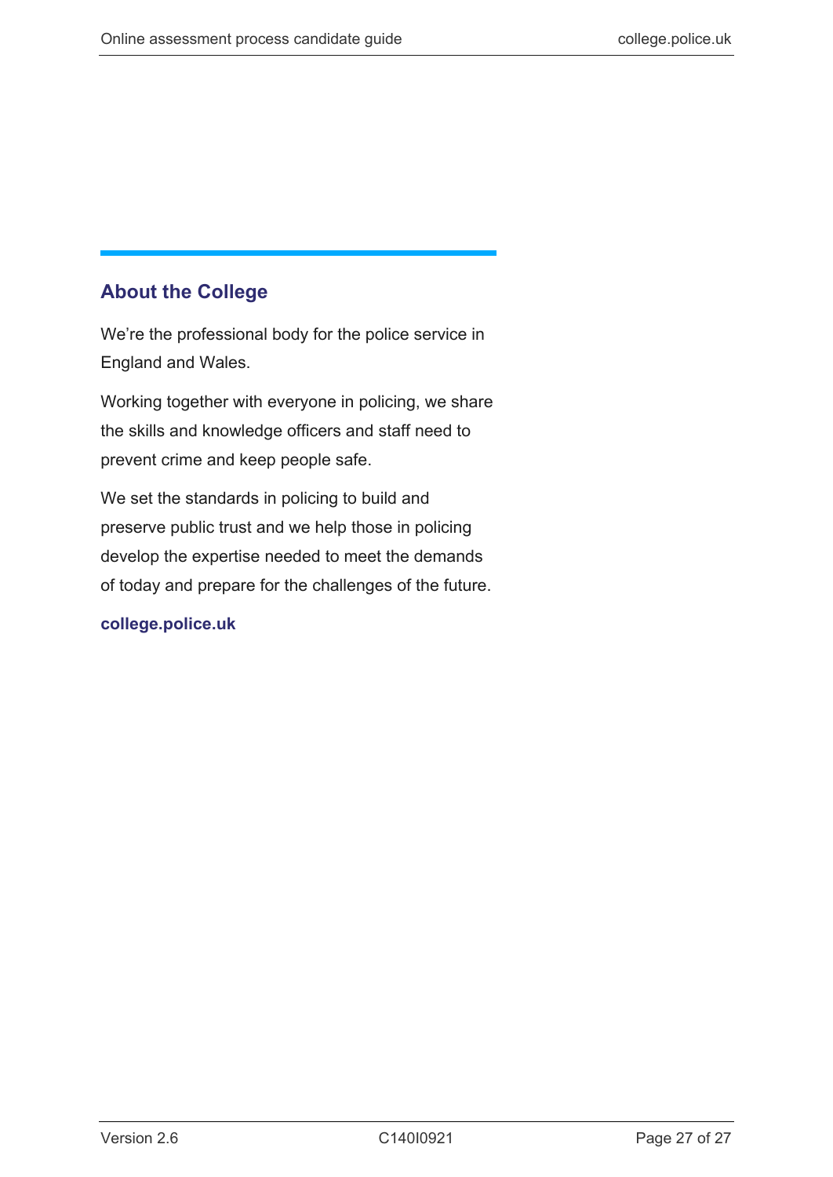## About the College

We're the professional body for the police service in England and Wales.

Working together with everyone in policing, we share the skills and knowledge officers and staff need to prevent crime and keep people safe.

We set the standards in policing to build and preserve public trust and we help those in policing develop the expertise needed to meet the demands of today and prepare for the challenges of the future.

**college.police.uk**